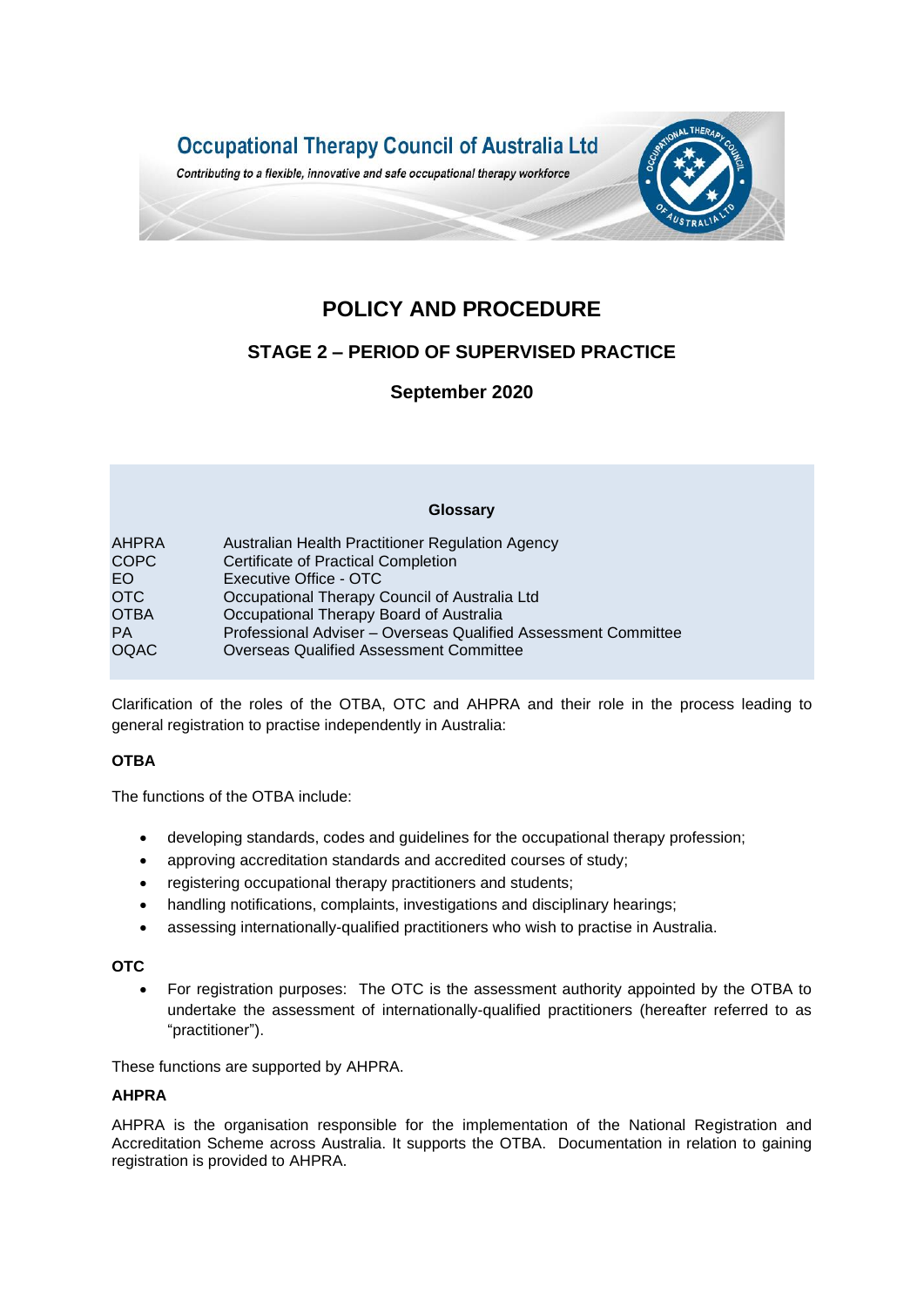Occupational Therapy Council of Australia Ltd

*Contributing to a flexible, innovative and safe occupational therapy workforce*

# POLICY AND PROCEDURE

## STAGE 2 – PERIOD OF SUPERVISED PRACTICE

### September 2020

**Glossary**

| | |
|---|---|
| AHPRA | Australian Health Practitioner Regulation Agency |
| COPC | Certificate of Practical Completion |
| EO | Executive Office - OTC |
| OTC | Occupational Therapy Council of Australia Ltd |
| OTBA | Occupational Therapy Board of Australia |
| PA | Professional Adviser – Overseas Qualified Assessment Committee |
| OQAC | Overseas Qualified Assessment Committee |

Clarification of the roles of the OTBA, OTC and AHPRA and their role in the process leading to general registration to practise independently in Australia:

**OTBA**

The functions of the OTBA include:

- developing standards, codes and guidelines for the occupational therapy profession;
- approving accreditation standards and accredited courses of study;
- registering occupational therapy practitioners and students;
- handling notifications, complaints, investigations and disciplinary hearings;
- assessing internationally-qualified practitioners who wish to practise in Australia.

**OTC**

- For registration purposes: The OTC is the assessment authority appointed by the OTBA to undertake the assessment of internationally-qualified practitioners (hereafter referred to as "practitioner").

These functions are supported by AHPRA.

**AHPRA**

AHPRA is the organisation responsible for the implementation of the National Registration and Accreditation Scheme across Australia. It supports the OTBA. Documentation in relation to gaining registration is provided to AHPRA.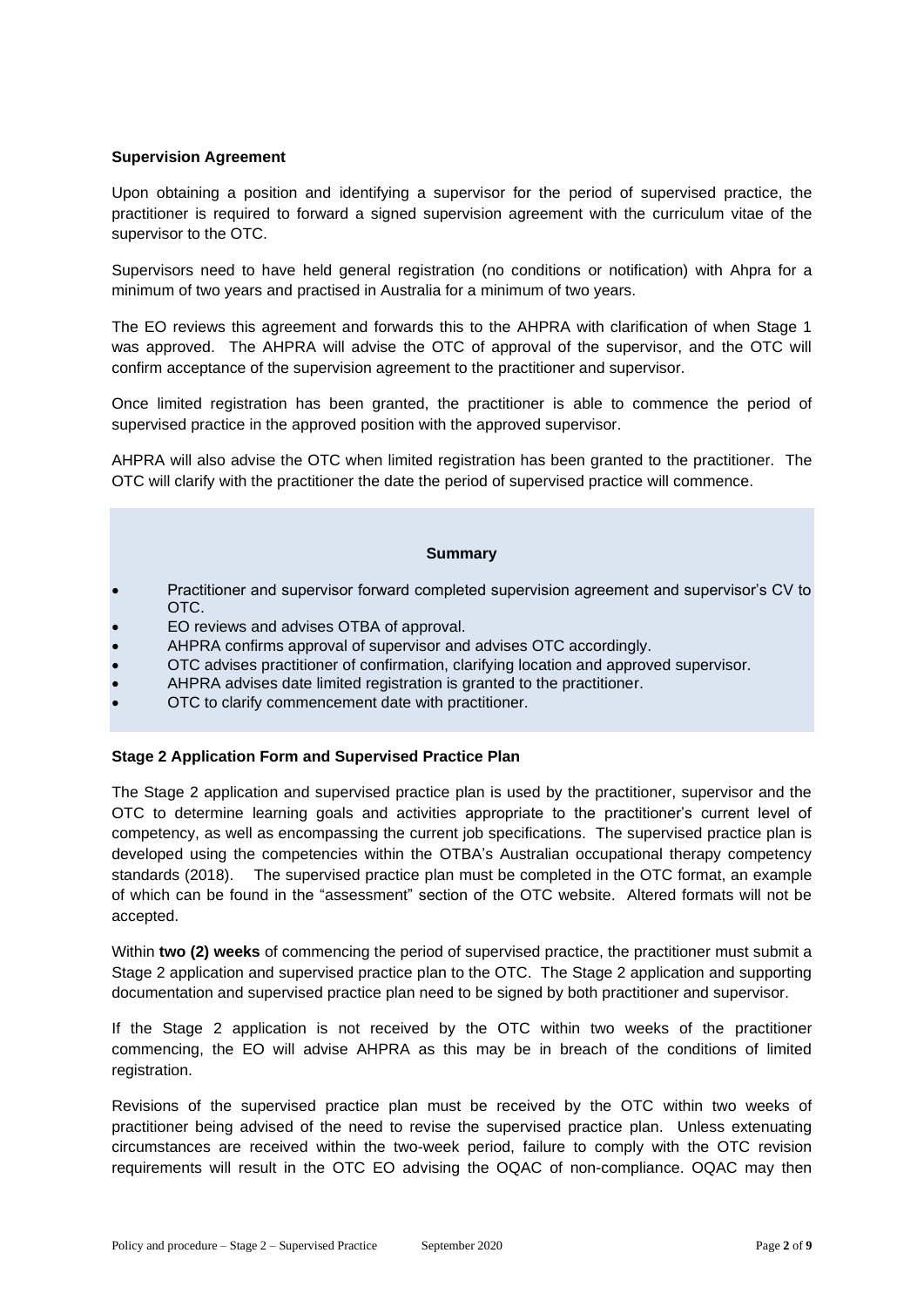**Supervision Agreement**

Upon obtaining a position and identifying a supervisor for the period of supervised practice, the practitioner is required to forward a signed supervision agreement with the curriculum vitae of the supervisor to the OTC.

Supervisors need to have held general registration (no conditions or notification) with Ahpra for a minimum of two years and practised in Australia for a minimum of two years.

The EO reviews this agreement and forwards this to the AHPRA with clarification of when Stage 1 was approved. The AHPRA will advise the OTC of approval of the supervisor, and the OTC will confirm acceptance of the supervision agreement to the practitioner and supervisor.

Once limited registration has been granted, the practitioner is able to commence the period of supervised practice in the approved position with the approved supervisor.

AHPRA will also advise the OTC when limited registration has been granted to the practitioner. The OTC will clarify with the practitioner the date the period of supervised practice will commence.

**Summary**

- Practitioner and supervisor forward completed supervision agreement and supervisor's CV to OTC.
- EO reviews and advises OTBA of approval.
- AHPRA confirms approval of supervisor and advises OTC accordingly.
- OTC advises practitioner of confirmation, clarifying location and approved supervisor.
- AHPRA advises date limited registration is granted to the practitioner.
- OTC to clarify commencement date with practitioner.

**Stage 2 Application Form and Supervised Practice Plan**

The Stage 2 application and supervised practice plan is used by the practitioner, supervisor and the OTC to determine learning goals and activities appropriate to the practitioner's current level of competency, as well as encompassing the current job specifications. The supervised practice plan is developed using the competencies within the OTBA's Australian occupational therapy competency standards (2018). The supervised practice plan must be completed in the OTC format, an example of which can be found in the "assessment" section of the OTC website. Altered formats will not be accepted.

Within **two (2) weeks** of commencing the period of supervised practice, the practitioner must submit a Stage 2 application and supervised practice plan to the OTC. The Stage 2 application and supporting documentation and supervised practice plan need to be signed by both practitioner and supervisor.

If the Stage 2 application is not received by the OTC within two weeks of the practitioner commencing, the EO will advise AHPRA as this may be in breach of the conditions of limited registration.

Revisions of the supervised practice plan must be received by the OTC within two weeks of practitioner being advised of the need to revise the supervised practice plan. Unless extenuating circumstances are received within the two-week period, failure to comply with the OTC revision requirements will result in the OTC EO advising the OQAC of non-compliance. OQAC may then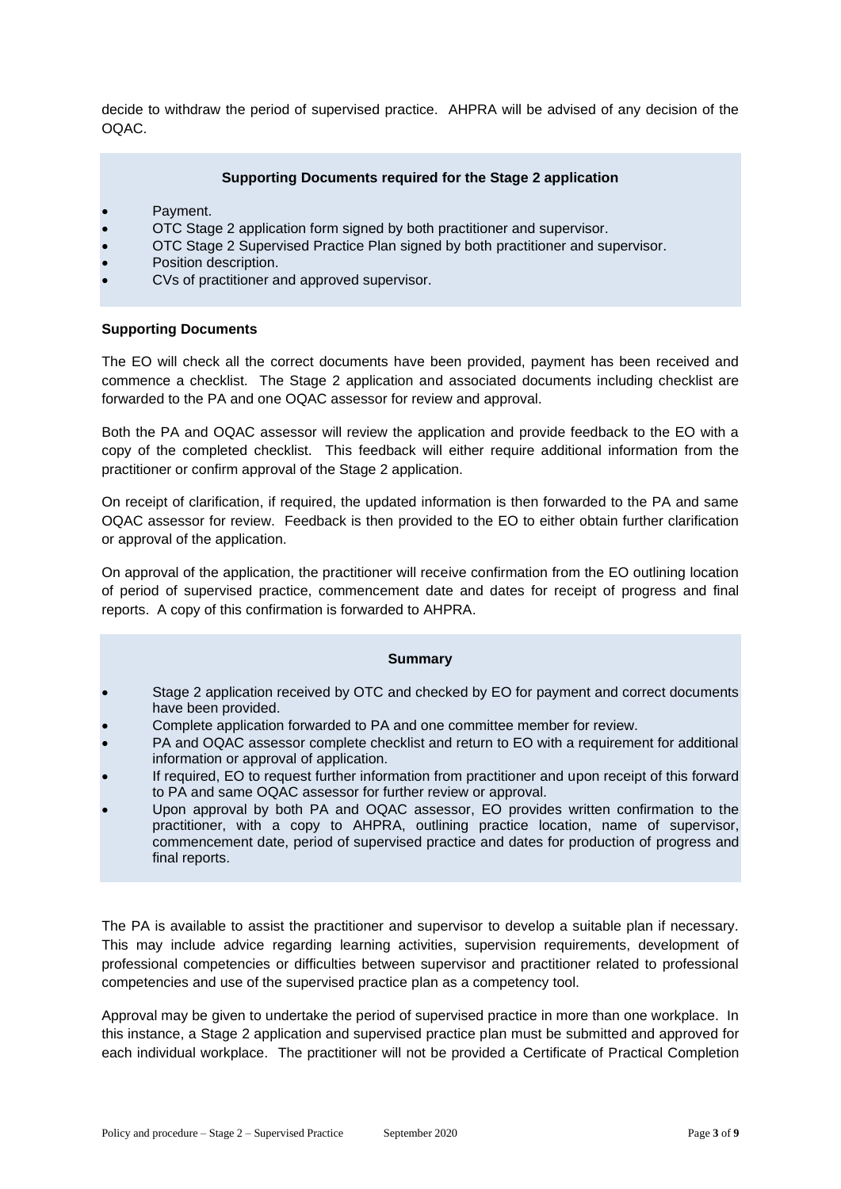decide to withdraw the period of supervised practice. AHPRA will be advised of any decision of the OQAC.

**Supporting Documents required for the Stage 2 application**

- Payment.
- OTC Stage 2 application form signed by both practitioner and supervisor.
- OTC Stage 2 Supervised Practice Plan signed by both practitioner and supervisor.
- Position description.
- CVs of practitioner and approved supervisor.

**Supporting Documents**

The EO will check all the correct documents have been provided, payment has been received and commence a checklist. The Stage 2 application and associated documents including checklist are forwarded to the PA and one OQAC assessor for review and approval.

Both the PA and OQAC assessor will review the application and provide feedback to the EO with a copy of the completed checklist. This feedback will either require additional information from the practitioner or confirm approval of the Stage 2 application.

On receipt of clarification, if required, the updated information is then forwarded to the PA and same OQAC assessor for review. Feedback is then provided to the EO to either obtain further clarification or approval of the application.

On approval of the application, the practitioner will receive confirmation from the EO outlining location of period of supervised practice, commencement date and dates for receipt of progress and final reports. A copy of this confirmation is forwarded to AHPRA.

**Summary**

- Stage 2 application received by OTC and checked by EO for payment and correct documents have been provided.
- Complete application forwarded to PA and one committee member for review.
- PA and OQAC assessor complete checklist and return to EO with a requirement for additional information or approval of application.
- If required, EO to request further information from practitioner and upon receipt of this forward to PA and same OQAC assessor for further review or approval.
- Upon approval by both PA and OQAC assessor, EO provides written confirmation to the practitioner, with a copy to AHPRA, outlining practice location, name of supervisor, commencement date, period of supervised practice and dates for production of progress and final reports.

The PA is available to assist the practitioner and supervisor to develop a suitable plan if necessary. This may include advice regarding learning activities, supervision requirements, development of professional competencies or difficulties between supervisor and practitioner related to professional competencies and use of the supervised practice plan as a competency tool.

Approval may be given to undertake the period of supervised practice in more than one workplace. In this instance, a Stage 2 application and supervised practice plan must be submitted and approved for each individual workplace. The practitioner will not be provided a Certificate of Practical Completion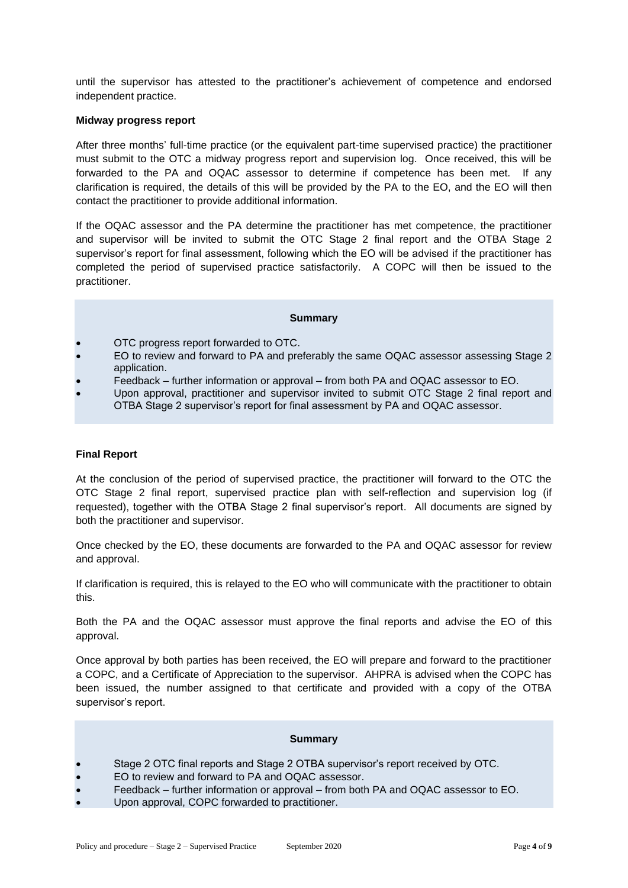until the supervisor has attested to the practitioner's achievement of competence and endorsed independent practice.

**Midway progress report**

After three months' full-time practice (or the equivalent part-time supervised practice) the practitioner must submit to the OTC a midway progress report and supervision log. Once received, this will be forwarded to the PA and OQAC assessor to determine if competence has been met. If any clarification is required, the details of this will be provided by the PA to the EO, and the EO will then contact the practitioner to provide additional information.

If the OQAC assessor and the PA determine the practitioner has met competence, the practitioner and supervisor will be invited to submit the OTC Stage 2 final report and the OTBA Stage 2 supervisor's report for final assessment, following which the EO will be advised if the practitioner has completed the period of supervised practice satisfactorily. A COPC will then be issued to the practitioner.

**Summary**

- OTC progress report forwarded to OTC.
- EO to review and forward to PA and preferably the same OQAC assessor assessing Stage 2 application.
- Feedback – further information or approval – from both PA and OQAC assessor to EO.
- Upon approval, practitioner and supervisor invited to submit OTC Stage 2 final report and OTBA Stage 2 supervisor's report for final assessment by PA and OQAC assessor.

**Final Report**

At the conclusion of the period of supervised practice, the practitioner will forward to the OTC the OTC Stage 2 final report, supervised practice plan with self-reflection and supervision log (if requested), together with the OTBA Stage 2 final supervisor's report. All documents are signed by both the practitioner and supervisor.

Once checked by the EO, these documents are forwarded to the PA and OQAC assessor for review and approval.

If clarification is required, this is relayed to the EO who will communicate with the practitioner to obtain this.

Both the PA and the OQAC assessor must approve the final reports and advise the EO of this approval.

Once approval by both parties has been received, the EO will prepare and forward to the practitioner a COPC, and a Certificate of Appreciation to the supervisor. AHPRA is advised when the COPC has been issued, the number assigned to that certificate and provided with a copy of the OTBA supervisor's report.

**Summary**

- Stage 2 OTC final reports and Stage 2 OTBA supervisor's report received by OTC.
- EO to review and forward to PA and OQAC assessor.
- Feedback – further information or approval – from both PA and OQAC assessor to EO.
- Upon approval, COPC forwarded to practitioner.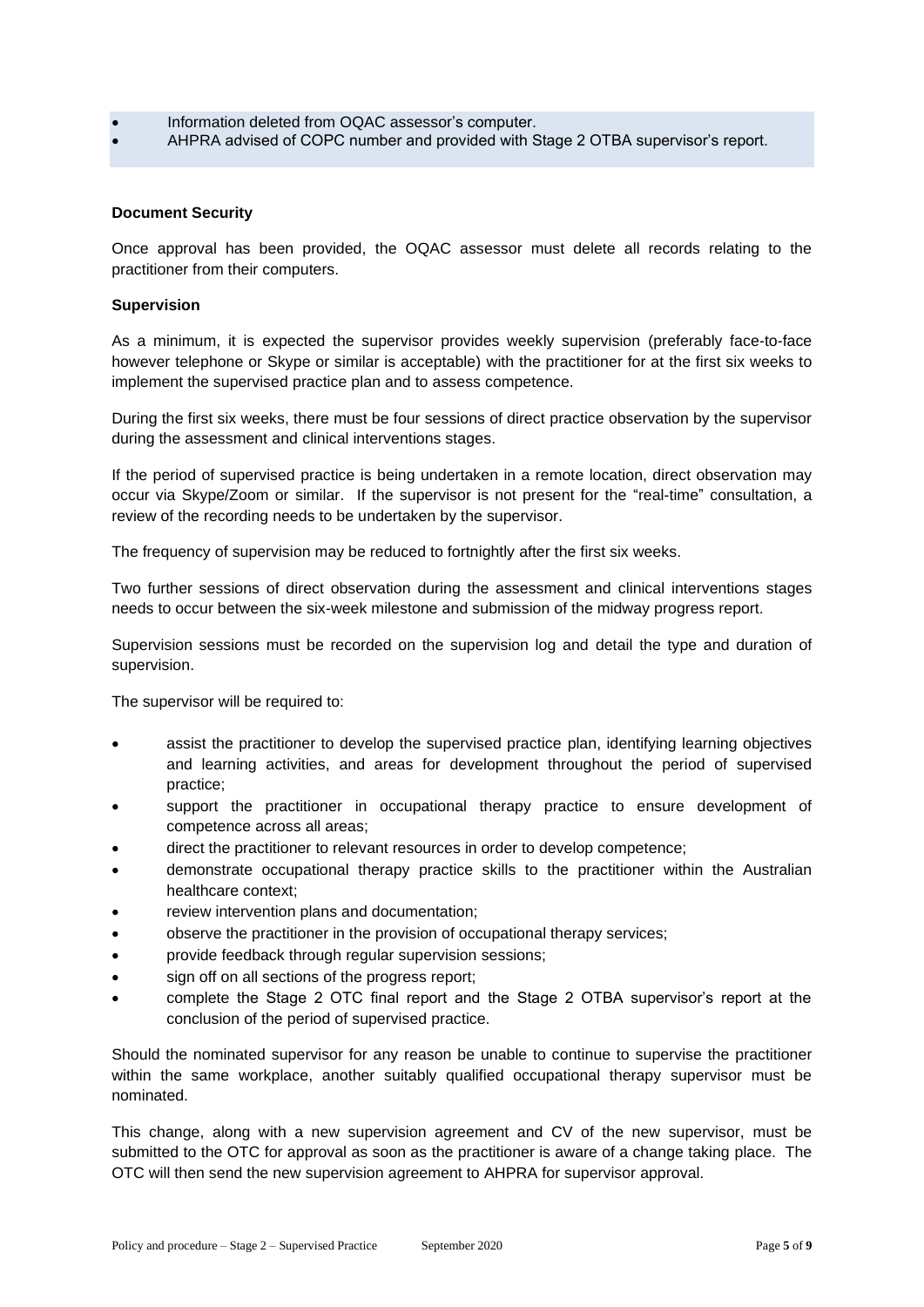- Information deleted from OQAC assessor's computer.
- AHPRA advised of COPC number and provided with Stage 2 OTBA supervisor's report.

**Document Security**

Once approval has been provided, the OQAC assessor must delete all records relating to the practitioner from their computers.

**Supervision**

As a minimum, it is expected the supervisor provides weekly supervision (preferably face-to-face however telephone or Skype or similar is acceptable) with the practitioner for at the first six weeks to implement the supervised practice plan and to assess competence.

During the first six weeks, there must be four sessions of direct practice observation by the supervisor during the assessment and clinical interventions stages.

If the period of supervised practice is being undertaken in a remote location, direct observation may occur via Skype/Zoom or similar. If the supervisor is not present for the "real-time" consultation, a review of the recording needs to be undertaken by the supervisor.

The frequency of supervision may be reduced to fortnightly after the first six weeks.

Two further sessions of direct observation during the assessment and clinical interventions stages needs to occur between the six-week milestone and submission of the midway progress report.

Supervision sessions must be recorded on the supervision log and detail the type and duration of supervision.

The supervisor will be required to:

- assist the practitioner to develop the supervised practice plan, identifying learning objectives and learning activities, and areas for development throughout the period of supervised practice;
- support the practitioner in occupational therapy practice to ensure development of competence across all areas;
- direct the practitioner to relevant resources in order to develop competence;
- demonstrate occupational therapy practice skills to the practitioner within the Australian healthcare context;
- review intervention plans and documentation;
- observe the practitioner in the provision of occupational therapy services;
- provide feedback through regular supervision sessions;
- sign off on all sections of the progress report;
- complete the Stage 2 OTC final report and the Stage 2 OTBA supervisor's report at the conclusion of the period of supervised practice.

Should the nominated supervisor for any reason be unable to continue to supervise the practitioner within the same workplace, another suitably qualified occupational therapy supervisor must be nominated.

This change, along with a new supervision agreement and CV of the new supervisor, must be submitted to the OTC for approval as soon as the practitioner is aware of a change taking place. The OTC will then send the new supervision agreement to AHPRA for supervisor approval.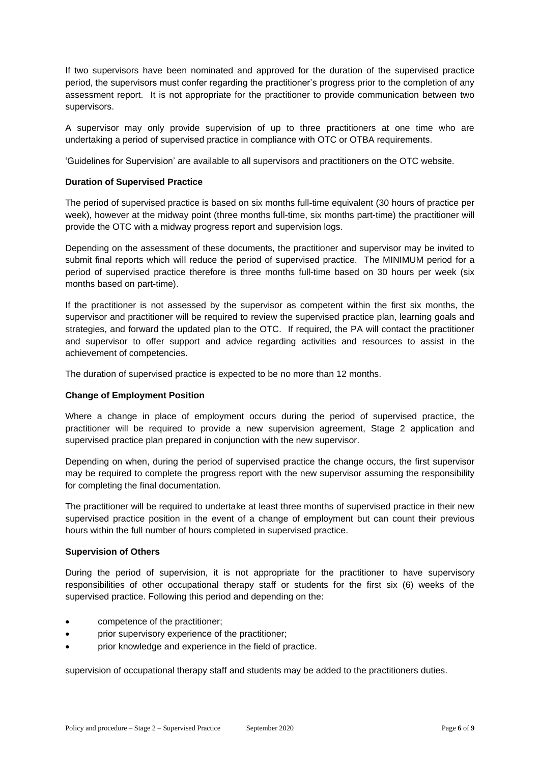If two supervisors have been nominated and approved for the duration of the supervised practice period, the supervisors must confer regarding the practitioner's progress prior to the completion of any assessment report. It is not appropriate for the practitioner to provide communication between two supervisors.

A supervisor may only provide supervision of up to three practitioners at one time who are undertaking a period of supervised practice in compliance with OTC or OTBA requirements.

'Guidelines for Supervision' are available to all supervisors and practitioners on the OTC website.

**Duration of Supervised Practice**

The period of supervised practice is based on six months full-time equivalent (30 hours of practice per week), however at the midway point (three months full-time, six months part-time) the practitioner will provide the OTC with a midway progress report and supervision logs.

Depending on the assessment of these documents, the practitioner and supervisor may be invited to submit final reports which will reduce the period of supervised practice. The MINIMUM period for a period of supervised practice therefore is three months full-time based on 30 hours per week (six months based on part-time).

If the practitioner is not assessed by the supervisor as competent within the first six months, the supervisor and practitioner will be required to review the supervised practice plan, learning goals and strategies, and forward the updated plan to the OTC. If required, the PA will contact the practitioner and supervisor to offer support and advice regarding activities and resources to assist in the achievement of competencies.

The duration of supervised practice is expected to be no more than 12 months.

**Change of Employment Position**

Where a change in place of employment occurs during the period of supervised practice, the practitioner will be required to provide a new supervision agreement, Stage 2 application and supervised practice plan prepared in conjunction with the new supervisor.

Depending on when, during the period of supervised practice the change occurs, the first supervisor may be required to complete the progress report with the new supervisor assuming the responsibility for completing the final documentation.

The practitioner will be required to undertake at least three months of supervised practice in their new supervised practice position in the event of a change of employment but can count their previous hours within the full number of hours completed in supervised practice.

**Supervision of Others**

During the period of supervision, it is not appropriate for the practitioner to have supervisory responsibilities of other occupational therapy staff or students for the first six (6) weeks of the supervised practice. Following this period and depending on the:

- competence of the practitioner;
- prior supervisory experience of the practitioner;
- prior knowledge and experience in the field of practice.

supervision of occupational therapy staff and students may be added to the practitioners duties.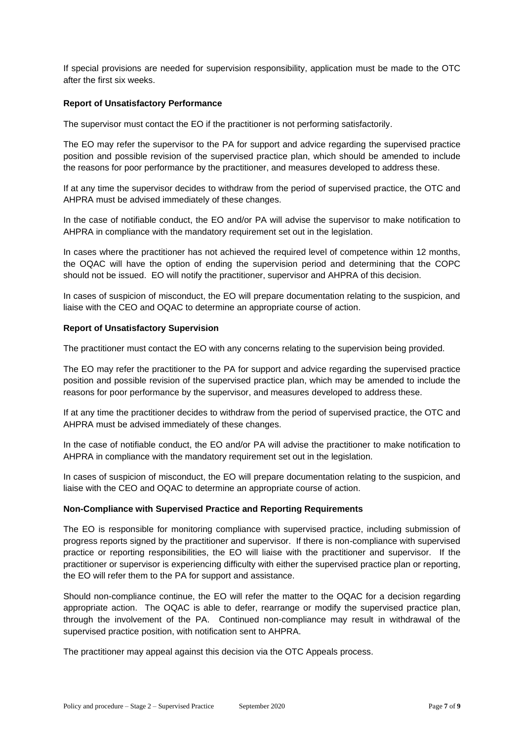If special provisions are needed for supervision responsibility, application must be made to the OTC after the first six weeks.

**Report of Unsatisfactory Performance**

The supervisor must contact the EO if the practitioner is not performing satisfactorily.

The EO may refer the supervisor to the PA for support and advice regarding the supervised practice position and possible revision of the supervised practice plan, which should be amended to include the reasons for poor performance by the practitioner, and measures developed to address these.

If at any time the supervisor decides to withdraw from the period of supervised practice, the OTC and AHPRA must be advised immediately of these changes.

In the case of notifiable conduct, the EO and/or PA will advise the supervisor to make notification to AHPRA in compliance with the mandatory requirement set out in the legislation.

In cases where the practitioner has not achieved the required level of competence within 12 months, the OQAC will have the option of ending the supervision period and determining that the COPC should not be issued. EO will notify the practitioner, supervisor and AHPRA of this decision.

In cases of suspicion of misconduct, the EO will prepare documentation relating to the suspicion, and liaise with the CEO and OQAC to determine an appropriate course of action.

**Report of Unsatisfactory Supervision**

The practitioner must contact the EO with any concerns relating to the supervision being provided.

The EO may refer the practitioner to the PA for support and advice regarding the supervised practice position and possible revision of the supervised practice plan, which may be amended to include the reasons for poor performance by the supervisor, and measures developed to address these.

If at any time the practitioner decides to withdraw from the period of supervised practice, the OTC and AHPRA must be advised immediately of these changes.

In the case of notifiable conduct, the EO and/or PA will advise the practitioner to make notification to AHPRA in compliance with the mandatory requirement set out in the legislation.

In cases of suspicion of misconduct, the EO will prepare documentation relating to the suspicion, and liaise with the CEO and OQAC to determine an appropriate course of action.

**Non-Compliance with Supervised Practice and Reporting Requirements**

The EO is responsible for monitoring compliance with supervised practice, including submission of progress reports signed by the practitioner and supervisor. If there is non-compliance with supervised practice or reporting responsibilities, the EO will liaise with the practitioner and supervisor. If the practitioner or supervisor is experiencing difficulty with either the supervised practice plan or reporting, the EO will refer them to the PA for support and assistance.

Should non-compliance continue, the EO will refer the matter to the OQAC for a decision regarding appropriate action. The OQAC is able to defer, rearrange or modify the supervised practice plan, through the involvement of the PA. Continued non-compliance may result in withdrawal of the supervised practice position, with notification sent to AHPRA.

The practitioner may appeal against this decision via the OTC Appeals process.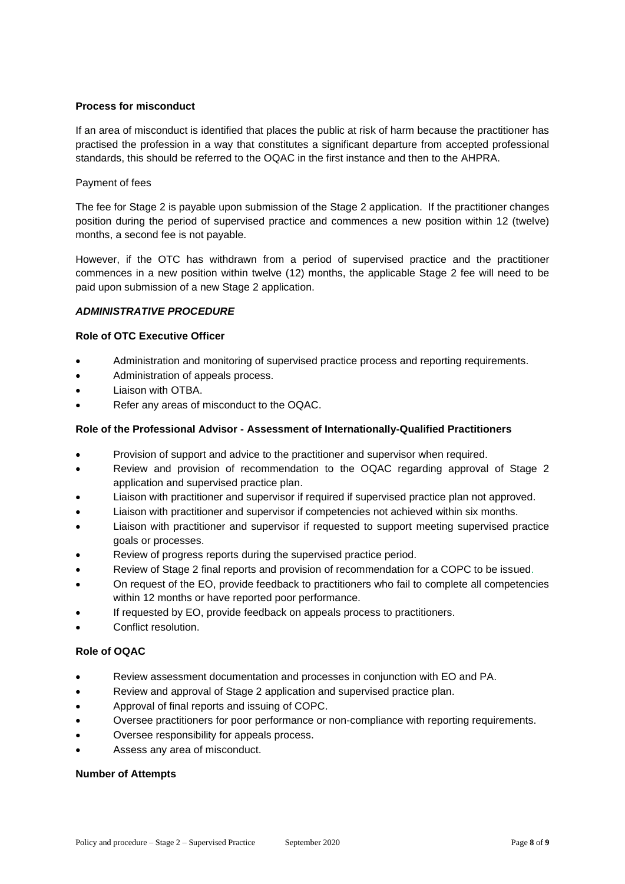**Process for misconduct**

If an area of misconduct is identified that places the public at risk of harm because the practitioner has practised the profession in a way that constitutes a significant departure from accepted professional standards, this should be referred to the OQAC in the first instance and then to the AHPRA.

Payment of fees

The fee for Stage 2 is payable upon submission of the Stage 2 application. If the practitioner changes position during the period of supervised practice and commences a new position within 12 (twelve) months, a second fee is not payable.

However, if the OTC has withdrawn from a period of supervised practice and the practitioner commences in a new position within twelve (12) months, the applicable Stage 2 fee will need to be paid upon submission of a new Stage 2 application.

***ADMINISTRATIVE PROCEDURE***

**Role of OTC Executive Officer**

- Administration and monitoring of supervised practice process and reporting requirements.
- Administration of appeals process.
- Liaison with OTBA.
- Refer any areas of misconduct to the OQAC.

**Role of the Professional Advisor - Assessment of Internationally-Qualified Practitioners**

- Provision of support and advice to the practitioner and supervisor when required.
- Review and provision of recommendation to the OQAC regarding approval of Stage 2 application and supervised practice plan.
- Liaison with practitioner and supervisor if required if supervised practice plan not approved.
- Liaison with practitioner and supervisor if competencies not achieved within six months.
- Liaison with practitioner and supervisor if requested to support meeting supervised practice goals or processes.
- Review of progress reports during the supervised practice period.
- Review of Stage 2 final reports and provision of recommendation for a COPC to be issued.
- On request of the EO, provide feedback to practitioners who fail to complete all competencies within 12 months or have reported poor performance.
- If requested by EO, provide feedback on appeals process to practitioners.
- Conflict resolution.

**Role of OQAC**

- Review assessment documentation and processes in conjunction with EO and PA.
- Review and approval of Stage 2 application and supervised practice plan.
- Approval of final reports and issuing of COPC.
- Oversee practitioners for poor performance or non-compliance with reporting requirements.
- Oversee responsibility for appeals process.
- Assess any area of misconduct.

**Number of Attempts**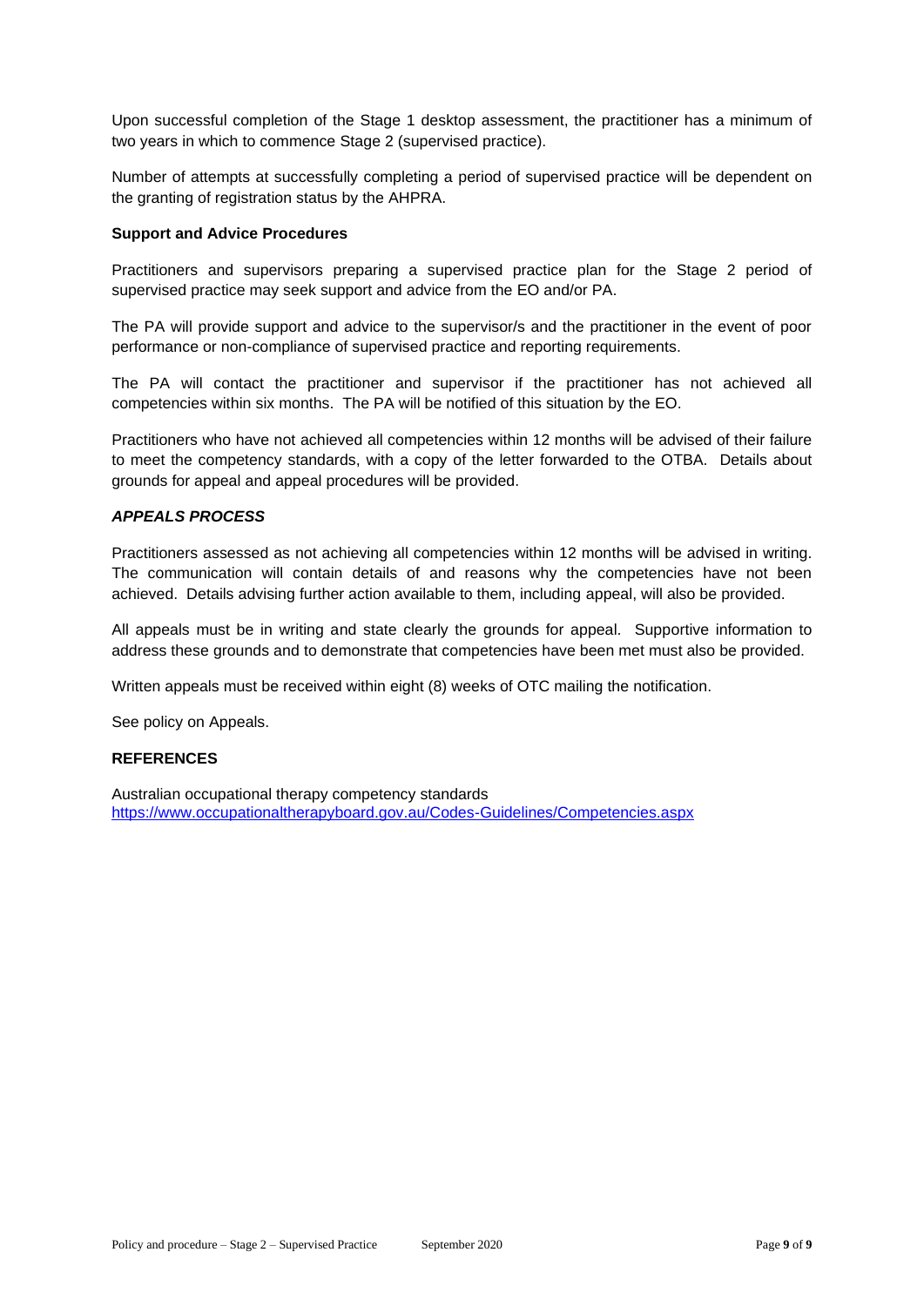Upon successful completion of the Stage 1 desktop assessment, the practitioner has a minimum of two years in which to commence Stage 2 (supervised practice).

Number of attempts at successfully completing a period of supervised practice will be dependent on the granting of registration status by the AHPRA.

**Support and Advice Procedures**

Practitioners and supervisors preparing a supervised practice plan for the Stage 2 period of supervised practice may seek support and advice from the EO and/or PA.

The PA will provide support and advice to the supervisor/s and the practitioner in the event of poor performance or non-compliance of supervised practice and reporting requirements.

The PA will contact the practitioner and supervisor if the practitioner has not achieved all competencies within six months. The PA will be notified of this situation by the EO.

Practitioners who have not achieved all competencies within 12 months will be advised of their failure to meet the competency standards, with a copy of the letter forwarded to the OTBA. Details about grounds for appeal and appeal procedures will be provided.

***APPEALS PROCESS***

Practitioners assessed as not achieving all competencies within 12 months will be advised in writing. The communication will contain details of and reasons why the competencies have not been achieved. Details advising further action available to them, including appeal, will also be provided.

All appeals must be in writing and state clearly the grounds for appeal. Supportive information to address these grounds and to demonstrate that competencies have been met must also be provided.

Written appeals must be received within eight (8) weeks of OTC mailing the notification.

See policy on Appeals.

**REFERENCES**

Australian occupational therapy competency standards
https://www.occupationaltherapyboard.gov.au/Codes-Guidelines/Competencies.aspx